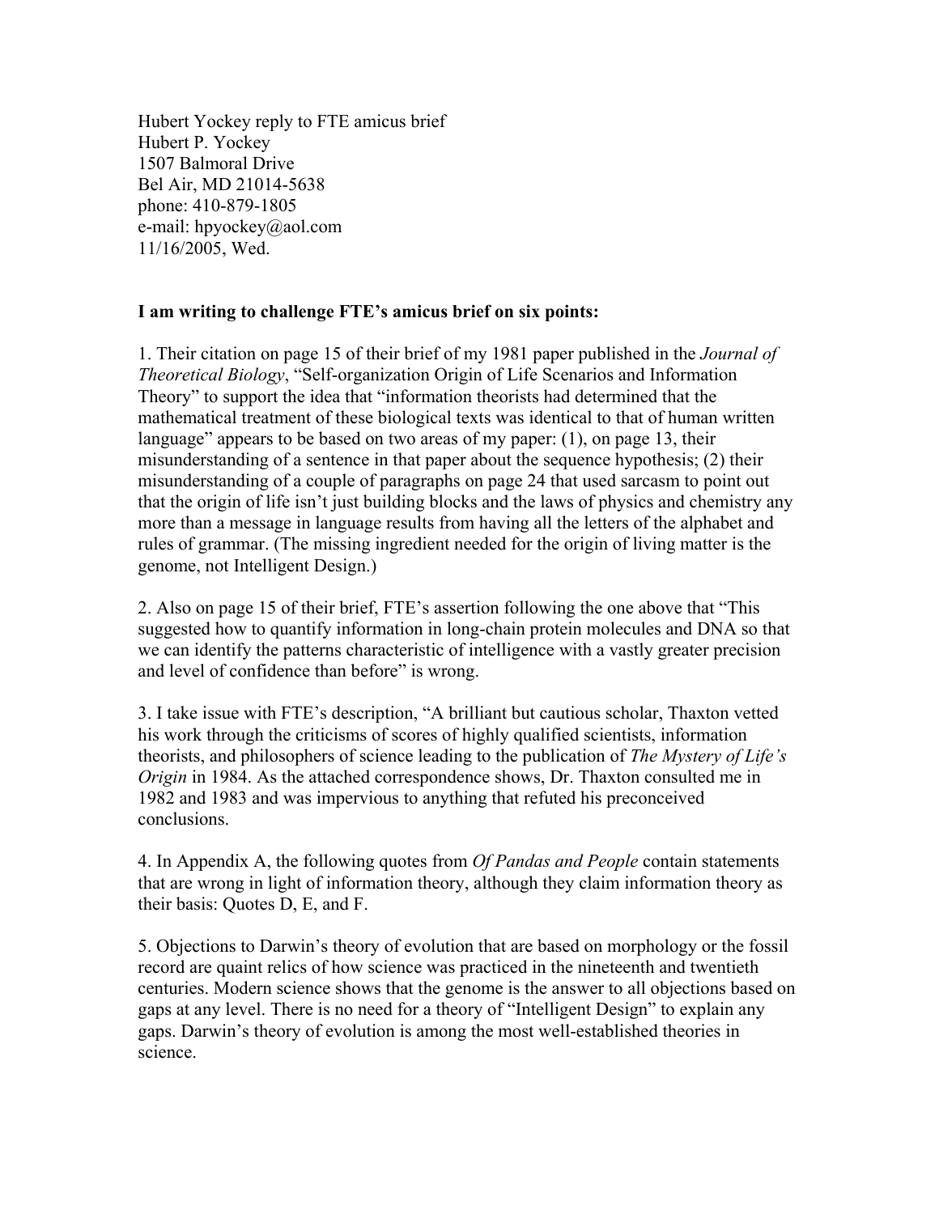Hubert Yockey reply to FTE amicus brief
Hubert P. Yockey
1507 Balmoral Drive
Bel Air, MD 21014-5638
phone: 410-879-1805
e-mail: hpyockey@aol.com
11/16/2005, Wed.

**I am writing to challenge FTE's amicus brief on six points:**

1. Their citation on page 15 of their brief of my 1981 paper published in the *Journal of Theoretical Biology*, "Self-organization Origin of Life Scenarios and Information Theory" to support the idea that "information theorists had determined that the mathematical treatment of these biological texts was identical to that of human written language" appears to be based on two areas of my paper: (1), on page 13, their misunderstanding of a sentence in that paper about the sequence hypothesis; (2) their misunderstanding of a couple of paragraphs on page 24 that used sarcasm to point out that the origin of life isn't just building blocks and the laws of physics and chemistry any more than a message in language results from having all the letters of the alphabet and rules of grammar. (The missing ingredient needed for the origin of living matter is the genome, not Intelligent Design.)

2. Also on page 15 of their brief, FTE's assertion following the one above that "This suggested how to quantify information in long-chain protein molecules and DNA so that we can identify the patterns characteristic of intelligence with a vastly greater precision and level of confidence than before" is wrong.

3. I take issue with FTE's description, "A brilliant but cautious scholar, Thaxton vetted his work through the criticisms of scores of highly qualified scientists, information theorists, and philosophers of science leading to the publication of *The Mystery of Life's Origin* in 1984. As the attached correspondence shows, Dr. Thaxton consulted me in 1982 and 1983 and was impervious to anything that refuted his preconceived conclusions.

4. In Appendix A, the following quotes from *Of Pandas and People* contain statements that are wrong in light of information theory, although they claim information theory as their basis: Quotes D, E, and F.

5. Objections to Darwin's theory of evolution that are based on morphology or the fossil record are quaint relics of how science was practiced in the nineteenth and twentieth centuries. Modern science shows that the genome is the answer to all objections based on gaps at any level. There is no need for a theory of "Intelligent Design" to explain any gaps. Darwin's theory of evolution is among the most well-established theories in science.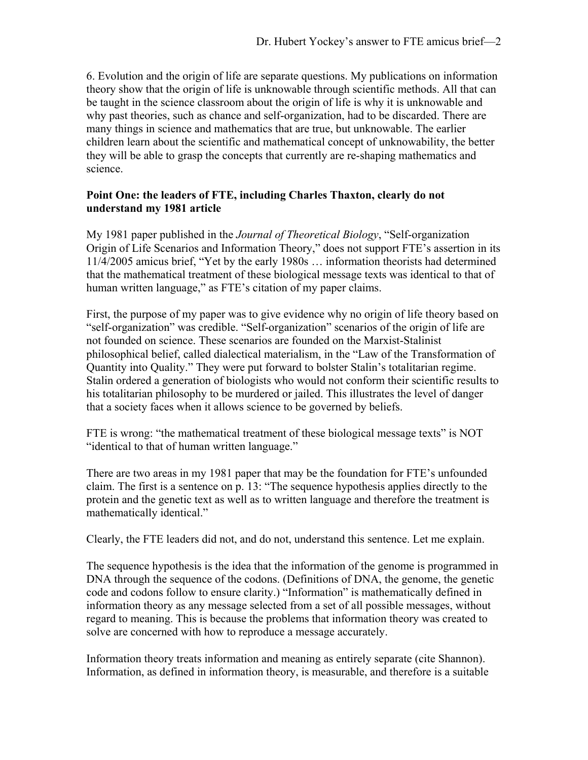6. Evolution and the origin of life are separate questions. My publications on information theory show that the origin of life is unknowable through scientific methods. All that can be taught in the science classroom about the origin of life is why it is unknowable and why past theories, such as chance and self-organization, had to be discarded. There are many things in science and mathematics that are true, but unknowable. The earlier children learn about the scientific and mathematical concept of unknowability, the better they will be able to grasp the concepts that currently are re-shaping mathematics and science.

**Point One: the leaders of FTE, including Charles Thaxton, clearly do not understand my 1981 article**

My 1981 paper published in the *Journal of Theoretical Biology*, "Self-organization Origin of Life Scenarios and Information Theory," does not support FTE's assertion in its 11/4/2005 amicus brief, "Yet by the early 1980s … information theorists had determined that the mathematical treatment of these biological message texts was identical to that of human written language," as FTE's citation of my paper claims.

First, the purpose of my paper was to give evidence why no origin of life theory based on "self-organization" was credible. "Self-organization" scenarios of the origin of life are not founded on science. These scenarios are founded on the Marxist-Stalinist philosophical belief, called dialectical materialism, in the "Law of the Transformation of Quantity into Quality." They were put forward to bolster Stalin's totalitarian regime. Stalin ordered a generation of biologists who would not conform their scientific results to his totalitarian philosophy to be murdered or jailed. This illustrates the level of danger that a society faces when it allows science to be governed by beliefs.

FTE is wrong: "the mathematical treatment of these biological message texts" is NOT "identical to that of human written language."

There are two areas in my 1981 paper that may be the foundation for FTE's unfounded claim. The first is a sentence on p. 13: "The sequence hypothesis applies directly to the protein and the genetic text as well as to written language and therefore the treatment is mathematically identical."

Clearly, the FTE leaders did not, and do not, understand this sentence. Let me explain.

The sequence hypothesis is the idea that the information of the genome is programmed in DNA through the sequence of the codons. (Definitions of DNA, the genome, the genetic code and codons follow to ensure clarity.) "Information" is mathematically defined in information theory as any message selected from a set of all possible messages, without regard to meaning. This is because the problems that information theory was created to solve are concerned with how to reproduce a message accurately.

Information theory treats information and meaning as entirely separate (cite Shannon). Information, as defined in information theory, is measurable, and therefore is a suitable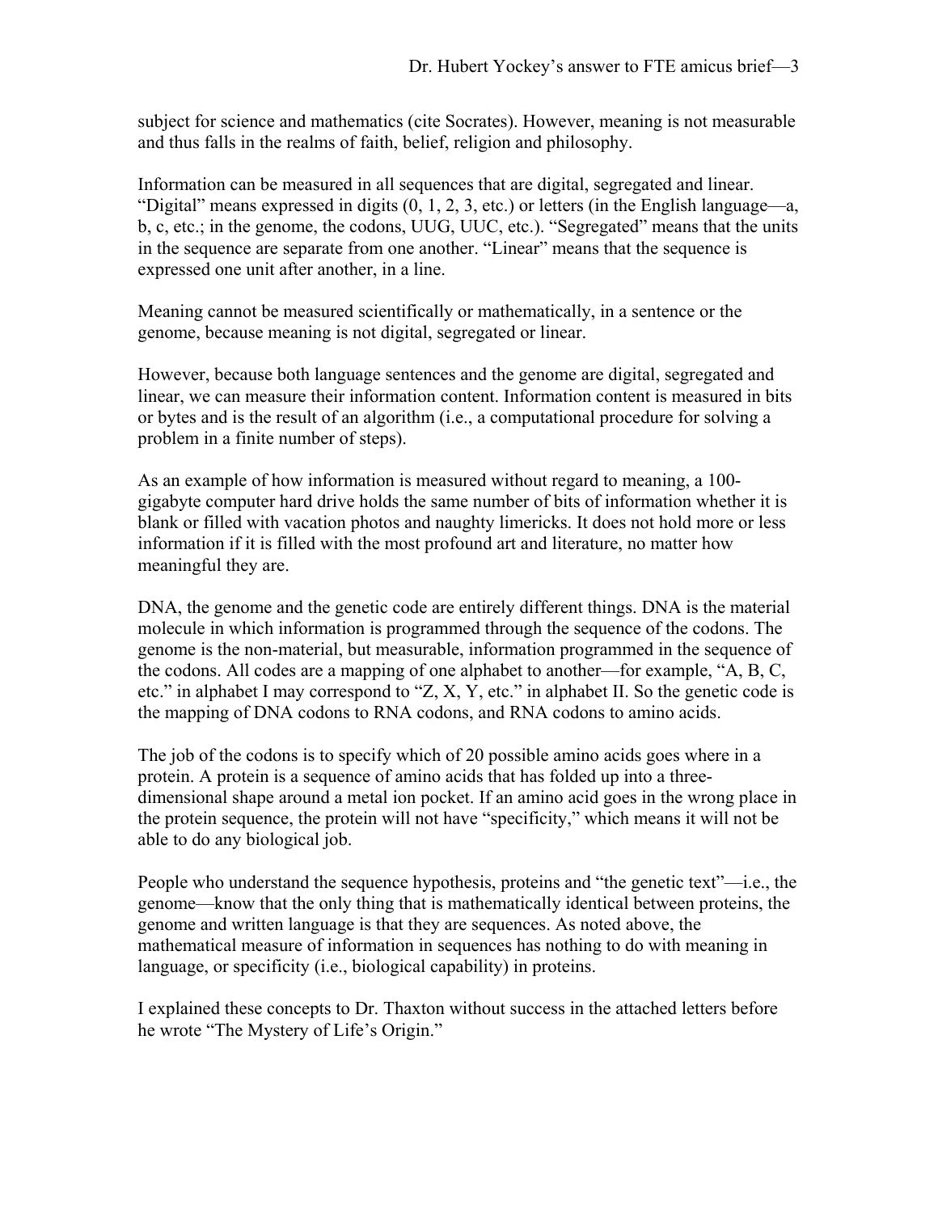subject for science and mathematics (cite Socrates). However, meaning is not measurable and thus falls in the realms of faith, belief, religion and philosophy.

Information can be measured in all sequences that are digital, segregated and linear. "Digital" means expressed in digits (0, 1, 2, 3, etc.) or letters (in the English language—a, b, c, etc.; in the genome, the codons, UUG, UUC, etc.). "Segregated" means that the units in the sequence are separate from one another. "Linear" means that the sequence is expressed one unit after another, in a line.

Meaning cannot be measured scientifically or mathematically, in a sentence or the genome, because meaning is not digital, segregated or linear.

However, because both language sentences and the genome are digital, segregated and linear, we can measure their information content. Information content is measured in bits or bytes and is the result of an algorithm (i.e., a computational procedure for solving a problem in a finite number of steps).

As an example of how information is measured without regard to meaning, a 100-gigabyte computer hard drive holds the same number of bits of information whether it is blank or filled with vacation photos and naughty limericks. It does not hold more or less information if it is filled with the most profound art and literature, no matter how meaningful they are.

DNA, the genome and the genetic code are entirely different things. DNA is the material molecule in which information is programmed through the sequence of the codons. The genome is the non-material, but measurable, information programmed in the sequence of the codons. All codes are a mapping of one alphabet to another—for example, "A, B, C, etc." in alphabet I may correspond to "Z, X, Y, etc." in alphabet II. So the genetic code is the mapping of DNA codons to RNA codons, and RNA codons to amino acids.

The job of the codons is to specify which of 20 possible amino acids goes where in a protein. A protein is a sequence of amino acids that has folded up into a three-dimensional shape around a metal ion pocket. If an amino acid goes in the wrong place in the protein sequence, the protein will not have "specificity," which means it will not be able to do any biological job.

People who understand the sequence hypothesis, proteins and "the genetic text"—i.e., the genome—know that the only thing that is mathematically identical between proteins, the genome and written language is that they are sequences. As noted above, the mathematical measure of information in sequences has nothing to do with meaning in language, or specificity (i.e., biological capability) in proteins.

I explained these concepts to Dr. Thaxton without success in the attached letters before he wrote "The Mystery of Life's Origin."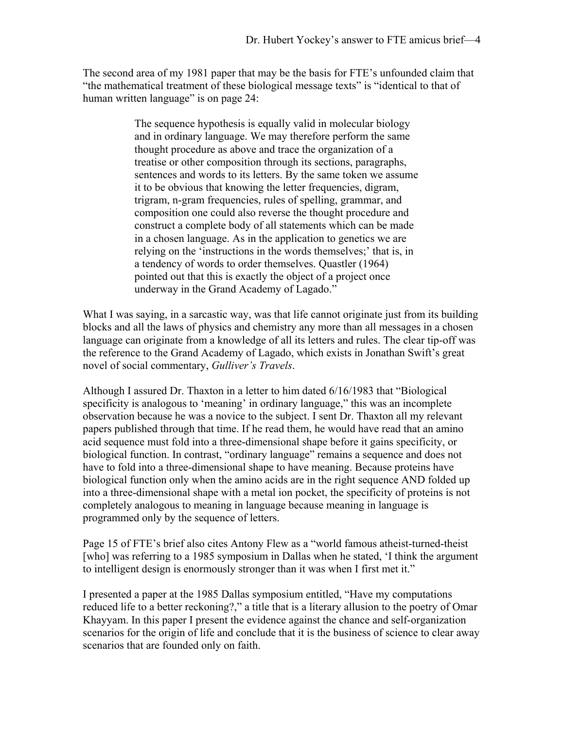The second area of my 1981 paper that may be the basis for FTE's unfounded claim that "the mathematical treatment of these biological message texts" is "identical to that of human written language" is on page 24:

> The sequence hypothesis is equally valid in molecular biology and in ordinary language. We may therefore perform the same thought procedure as above and trace the organization of a treatise or other composition through its sections, paragraphs, sentences and words to its letters. By the same token we assume it to be obvious that knowing the letter frequencies, digram, trigram, n-gram frequencies, rules of spelling, grammar, and composition one could also reverse the thought procedure and construct a complete body of all statements which can be made in a chosen language. As in the application to genetics we are relying on the 'instructions in the words themselves;' that is, in a tendency of words to order themselves. Quastler (1964) pointed out that this is exactly the object of a project once underway in the Grand Academy of Lagado."

What I was saying, in a sarcastic way, was that life cannot originate just from its building blocks and all the laws of physics and chemistry any more than all messages in a chosen language can originate from a knowledge of all its letters and rules. The clear tip-off was the reference to the Grand Academy of Lagado, which exists in Jonathan Swift's great novel of social commentary, *Gulliver's Travels*.

Although I assured Dr. Thaxton in a letter to him dated 6/16/1983 that "Biological specificity is analogous to 'meaning' in ordinary language," this was an incomplete observation because he was a novice to the subject. I sent Dr. Thaxton all my relevant papers published through that time. If he read them, he would have read that an amino acid sequence must fold into a three-dimensional shape before it gains specificity, or biological function. In contrast, "ordinary language" remains a sequence and does not have to fold into a three-dimensional shape to have meaning. Because proteins have biological function only when the amino acids are in the right sequence AND folded up into a three-dimensional shape with a metal ion pocket, the specificity of proteins is not completely analogous to meaning in language because meaning in language is programmed only by the sequence of letters.

Page 15 of FTE's brief also cites Antony Flew as a "world famous atheist-turned-theist [who] was referring to a 1985 symposium in Dallas when he stated, 'I think the argument to intelligent design is enormously stronger than it was when I first met it."

I presented a paper at the 1985 Dallas symposium entitled, "Have my computations reduced life to a better reckoning?," a title that is a literary allusion to the poetry of Omar Khayyam. In this paper I present the evidence against the chance and self-organization scenarios for the origin of life and conclude that it is the business of science to clear away scenarios that are founded only on faith.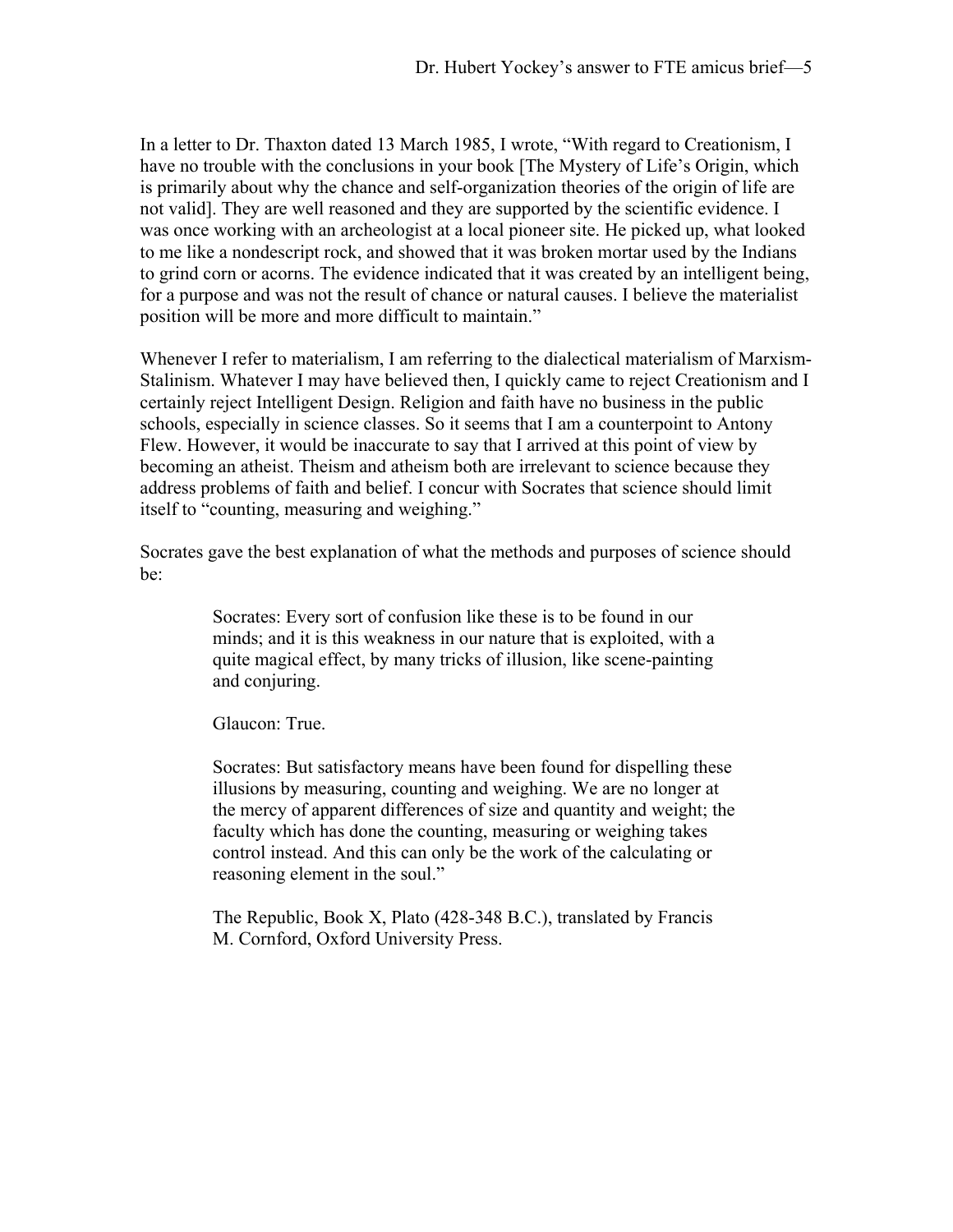In a letter to Dr. Thaxton dated 13 March 1985, I wrote, "With regard to Creationism, I have no trouble with the conclusions in your book [The Mystery of Life's Origin, which is primarily about why the chance and self-organization theories of the origin of life are not valid]. They are well reasoned and they are supported by the scientific evidence. I was once working with an archeologist at a local pioneer site. He picked up, what looked to me like a nondescript rock, and showed that it was broken mortar used by the Indians to grind corn or acorns. The evidence indicated that it was created by an intelligent being, for a purpose and was not the result of chance or natural causes. I believe the materialist position will be more and more difficult to maintain."

Whenever I refer to materialism, I am referring to the dialectical materialism of Marxism-Stalinism. Whatever I may have believed then, I quickly came to reject Creationism and I certainly reject Intelligent Design. Religion and faith have no business in the public schools, especially in science classes. So it seems that I am a counterpoint to Antony Flew. However, it would be inaccurate to say that I arrived at this point of view by becoming an atheist. Theism and atheism both are irrelevant to science because they address problems of faith and belief. I concur with Socrates that science should limit itself to "counting, measuring and weighing."

Socrates gave the best explanation of what the methods and purposes of science should be:

> Socrates: Every sort of confusion like these is to be found in our minds; and it is this weakness in our nature that is exploited, with a quite magical effect, by many tricks of illusion, like scene-painting and conjuring.
>
> Glaucon: True.
>
> Socrates: But satisfactory means have been found for dispelling these illusions by measuring, counting and weighing. We are no longer at the mercy of apparent differences of size and quantity and weight; the faculty which has done the counting, measuring or weighing takes control instead. And this can only be the work of the calculating or reasoning element in the soul."
>
> The Republic, Book X, Plato (428-348 B.C.), translated by Francis M. Cornford, Oxford University Press.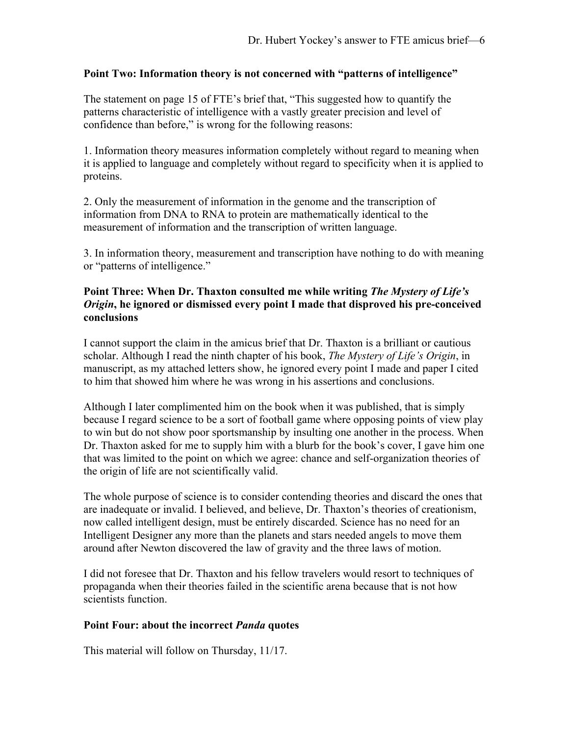**Point Two: Information theory is not concerned with "patterns of intelligence"**

The statement on page 15 of FTE's brief that, "This suggested how to quantify the patterns characteristic of intelligence with a vastly greater precision and level of confidence than before," is wrong for the following reasons:

1. Information theory measures information completely without regard to meaning when it is applied to language and completely without regard to specificity when it is applied to proteins.

2. Only the measurement of information in the genome and the transcription of information from DNA to RNA to protein are mathematically identical to the measurement of information and the transcription of written language.

3. In information theory, measurement and transcription have nothing to do with meaning or "patterns of intelligence."

**Point Three: When Dr. Thaxton consulted me while writing *The Mystery of Life's Origin*, he ignored or dismissed every point I made that disproved his pre-conceived conclusions**

I cannot support the claim in the amicus brief that Dr. Thaxton is a brilliant or cautious scholar. Although I read the ninth chapter of his book, *The Mystery of Life's Origin*, in manuscript, as my attached letters show, he ignored every point I made and paper I cited to him that showed him where he was wrong in his assertions and conclusions.

Although I later complimented him on the book when it was published, that is simply because I regard science to be a sort of football game where opposing points of view play to win but do not show poor sportsmanship by insulting one another in the process. When Dr. Thaxton asked for me to supply him with a blurb for the book's cover, I gave him one that was limited to the point on which we agree: chance and self-organization theories of the origin of life are not scientifically valid.

The whole purpose of science is to consider contending theories and discard the ones that are inadequate or invalid. I believed, and believe, Dr. Thaxton's theories of creationism, now called intelligent design, must be entirely discarded. Science has no need for an Intelligent Designer any more than the planets and stars needed angels to move them around after Newton discovered the law of gravity and the three laws of motion.

I did not foresee that Dr. Thaxton and his fellow travelers would resort to techniques of propaganda when their theories failed in the scientific arena because that is not how scientists function.

**Point Four: about the incorrect *Panda* quotes**

This material will follow on Thursday, 11/17.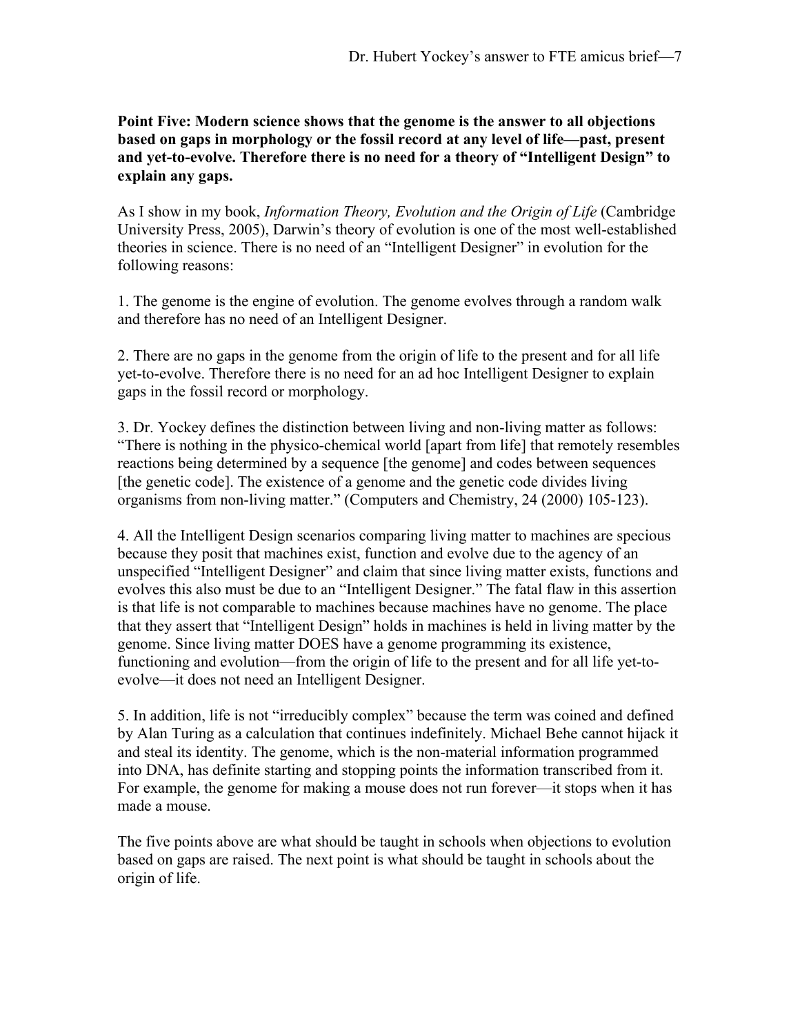**Point Five: Modern science shows that the genome is the answer to all objections based on gaps in morphology or the fossil record at any level of life—past, present and yet-to-evolve. Therefore there is no need for a theory of "Intelligent Design" to explain any gaps.**

As I show in my book, *Information Theory, Evolution and the Origin of Life* (Cambridge University Press, 2005), Darwin's theory of evolution is one of the most well-established theories in science. There is no need of an "Intelligent Designer" in evolution for the following reasons:

1. The genome is the engine of evolution. The genome evolves through a random walk and therefore has no need of an Intelligent Designer.

2. There are no gaps in the genome from the origin of life to the present and for all life yet-to-evolve. Therefore there is no need for an ad hoc Intelligent Designer to explain gaps in the fossil record or morphology.

3. Dr. Yockey defines the distinction between living and non-living matter as follows: "There is nothing in the physico-chemical world [apart from life] that remotely resembles reactions being determined by a sequence [the genome] and codes between sequences [the genetic code]. The existence of a genome and the genetic code divides living organisms from non-living matter." (Computers and Chemistry, 24 (2000) 105-123).

4. All the Intelligent Design scenarios comparing living matter to machines are specious because they posit that machines exist, function and evolve due to the agency of an unspecified "Intelligent Designer" and claim that since living matter exists, functions and evolves this also must be due to an "Intelligent Designer." The fatal flaw in this assertion is that life is not comparable to machines because machines have no genome. The place that they assert that "Intelligent Design" holds in machines is held in living matter by the genome. Since living matter DOES have a genome programming its existence, functioning and evolution—from the origin of life to the present and for all life yet-to-evolve—it does not need an Intelligent Designer.

5. In addition, life is not "irreducibly complex" because the term was coined and defined by Alan Turing as a calculation that continues indefinitely. Michael Behe cannot hijack it and steal its identity. The genome, which is the non-material information programmed into DNA, has definite starting and stopping points the information transcribed from it. For example, the genome for making a mouse does not run forever—it stops when it has made a mouse.

The five points above are what should be taught in schools when objections to evolution based on gaps are raised. The next point is what should be taught in schools about the origin of life.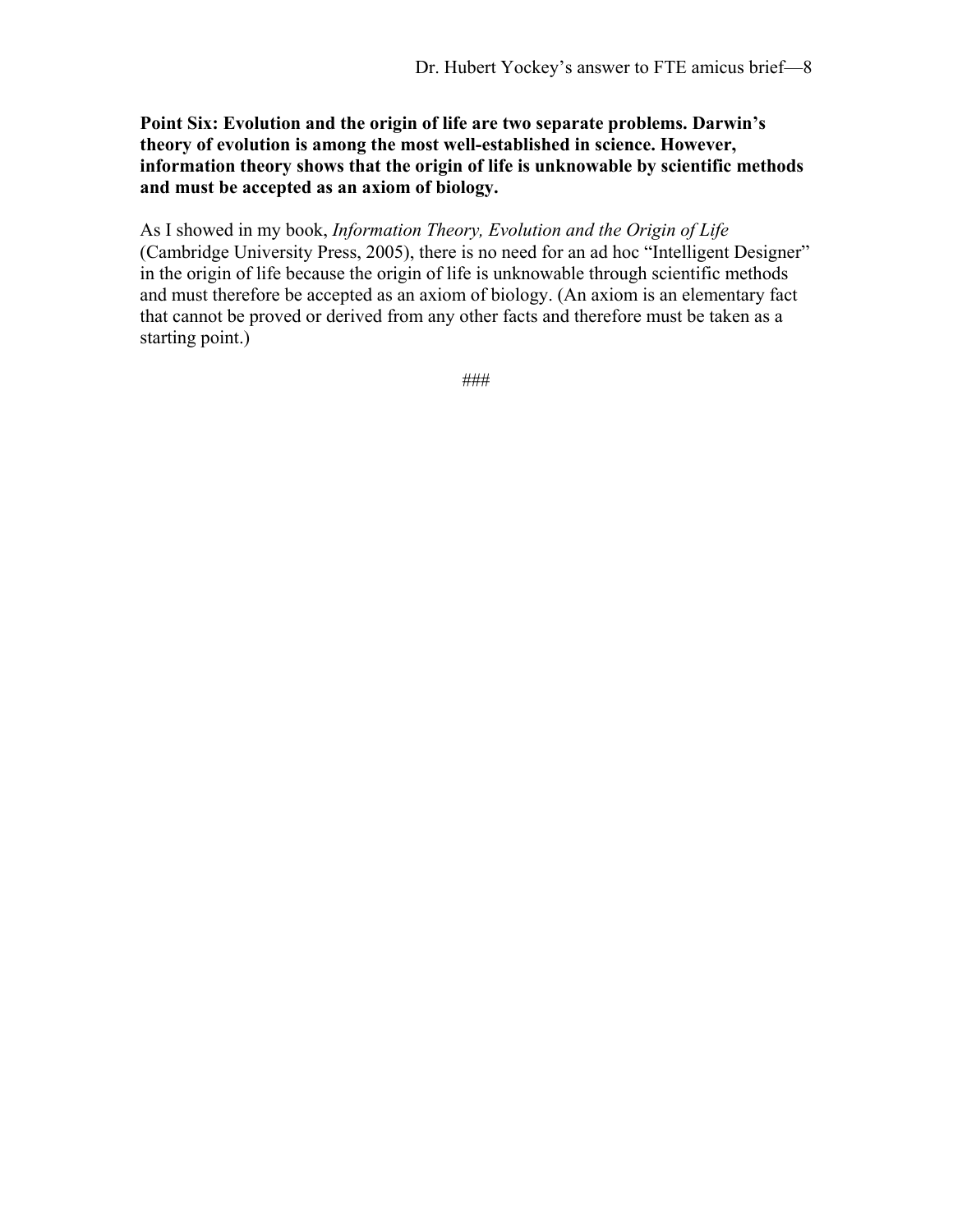**Point Six: Evolution and the origin of life are two separate problems. Darwin's theory of evolution is among the most well-established in science. However, information theory shows that the origin of life is unknowable by scientific methods and must be accepted as an axiom of biology.**

As I showed in my book, *Information Theory, Evolution and the Origin of Life* (Cambridge University Press, 2005), there is no need for an ad hoc "Intelligent Designer" in the origin of life because the origin of life is unknowable through scientific methods and must therefore be accepted as an axiom of biology. (An axiom is an elementary fact that cannot be proved or derived from any other facts and therefore must be taken as a starting point.)

###